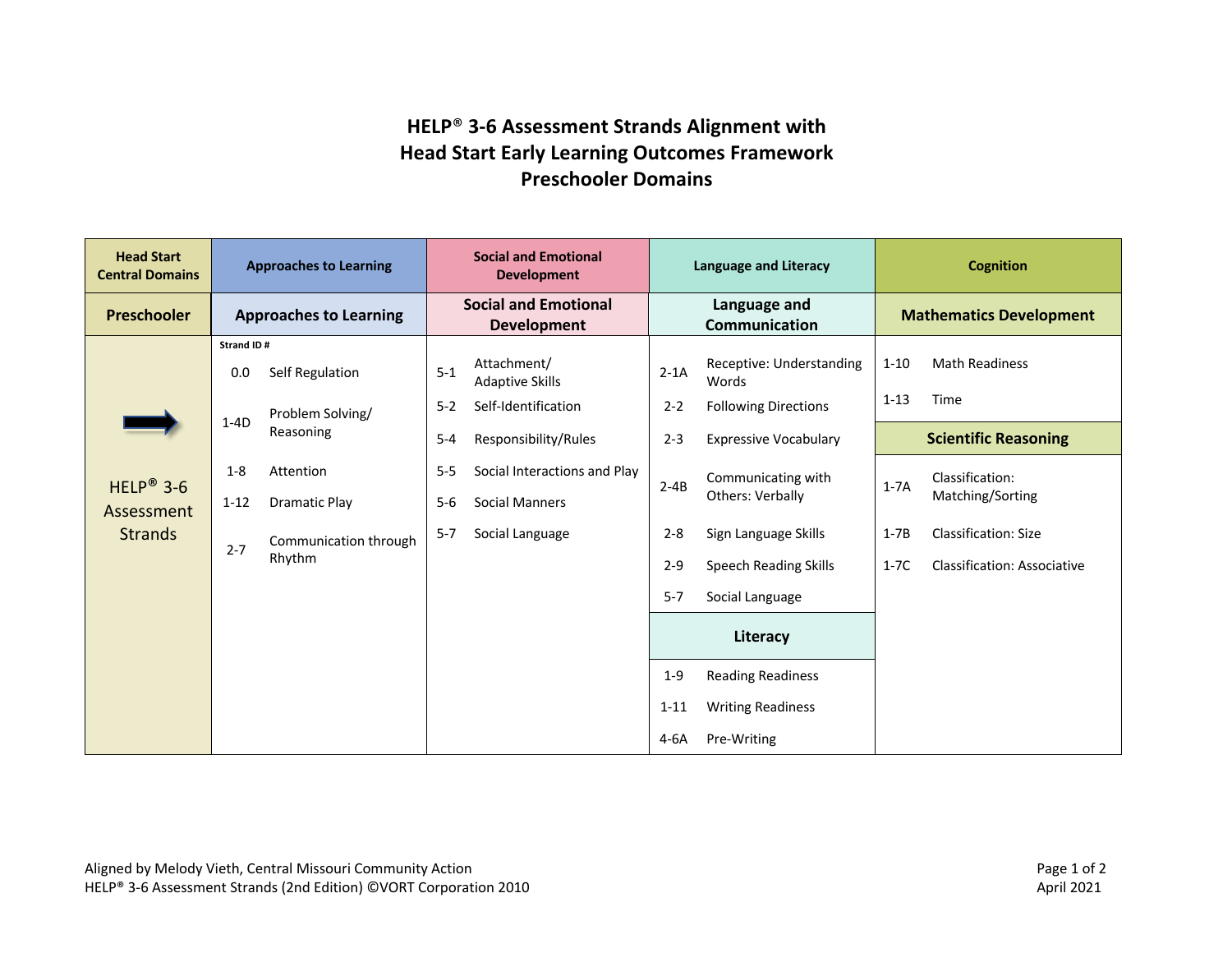# HELP® 3-6 Assessment Strands Alignment with Head Start Early Learning Outcomes Framework Preschooler Domains

| Head Start Central Domains | Approaches to Learning | | Social and Emotional Development | | Language and Literacy | | Cognition | |
|---|---|---|---|---|---|---|---|---|
| **Preschooler** | **Approaches to Learning** | | **Social and Emotional Development** | | **Language and Communication** | | **Mathematics Development** | |
| HELP® 3-6 Assessment Strands | **Strand ID #** | | | | | | | |
| | 0.0 | Self Regulation | 5-1 | Attachment/ Adaptive Skills | 2-1A | Receptive: Understanding Words | 1-10 | Math Readiness |
| | 1-4D | Problem Solving/ Reasoning | 5-2 | Self-Identification | 2-2 | Following Directions | 1-13 | Time |
| | 1-8 | Attention | 5-4 | Responsibility/Rules | 2-3 | Expressive Vocabulary | **Scientific Reasoning** | |
| | 1-12 | Dramatic Play | 5-5 | Social Interactions and Play | 2-4B | Communicating with Others: Verbally | 1-7A | Classification: Matching/Sorting |
| | 2-7 | Communication through Rhythm | 5-6 | Social Manners | 2-8 | Sign Language Skills | 1-7B | Classification: Size |
| | | | 5-7 | Social Language | 2-9 | Speech Reading Skills | 1-7C | Classification: Associative |
| | | | | | 5-7 | Social Language | | |
| | | | | | **Literacy** | | | |
| | | | | | 1-9 | Reading Readiness | | |
| | | | | | 1-11 | Writing Readiness | | |
| | | | | | 4-6A | Pre-Writing | | |

Aligned by Melody Vieth, Central Missouri Community Action
HELP® 3-6 Assessment Strands (2nd Edition) ©VORT Corporation 2010

April 2021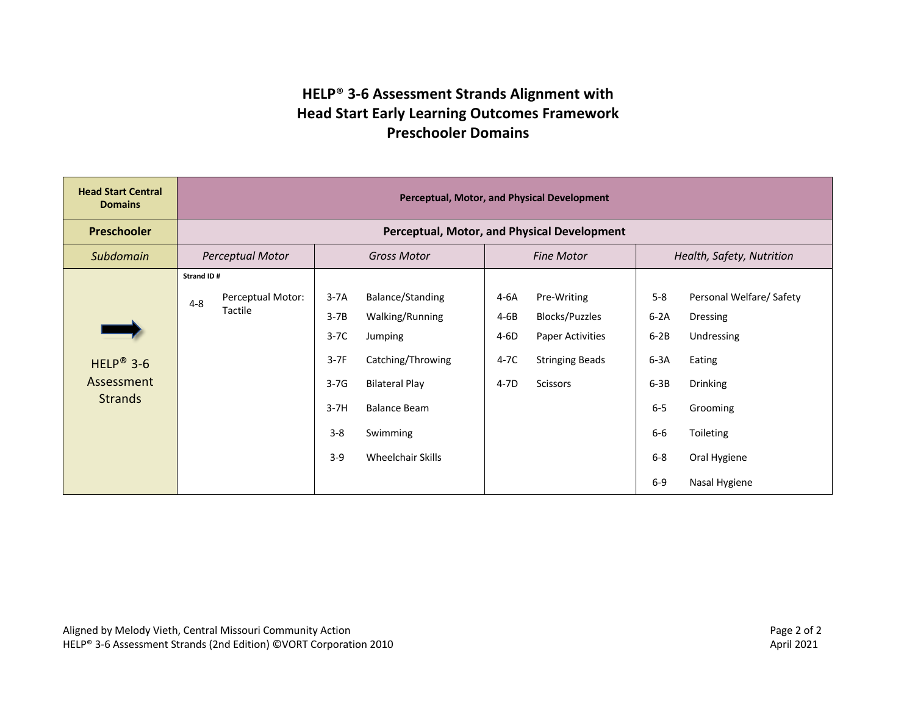# HELP® 3-6 Assessment Strands Alignment with Head Start Early Learning Outcomes Framework Preschooler Domains

| Head Start Central Domains | Perceptual, Motor, and Physical Development | | | | | | | |
|---|---|---|---|---|---|---|---|---|
| **Preschooler** | **Perceptual, Motor, and Physical Development** | | | | | | | |
| *Subdomain* | *Perceptual Motor* | | *Gross Motor* | | *Fine Motor* | | *Health, Safety, Nutrition* | |
| HELP® 3-6 Assessment Strands | **Strand ID #** | | | | | | | |
| | 4-8 | Perceptual Motor: Tactile | 3-7A | Balance/Standing | 4-6A | Pre-Writing | 5-8 | Personal Welfare/ Safety |
| | | | 3-7B | Walking/Running | 4-6B | Blocks/Puzzles | 6-2A | Dressing |
| | | | 3-7C | Jumping | 4-6D | Paper Activities | 6-2B | Undressing |
| | | | 3-7F | Catching/Throwing | 4-7C | Stringing Beads | 6-3A | Eating |
| | | | 3-7G | Bilateral Play | 4-7D | Scissors | 6-3B | Drinking |
| | | | 3-7H | Balance Beam | | | 6-5 | Grooming |
| | | | 3-8 | Swimming | | | 6-6 | Toileting |
| | | | 3-9 | Wheelchair Skills | | | 6-8 | Oral Hygiene |
| | | | | | | | 6-9 | Nasal Hygiene |

Aligned by Melody Vieth, Central Missouri Community Action
HELP® 3-6 Assessment Strands (2nd Edition) ©VORT Corporation 2010

April 2021